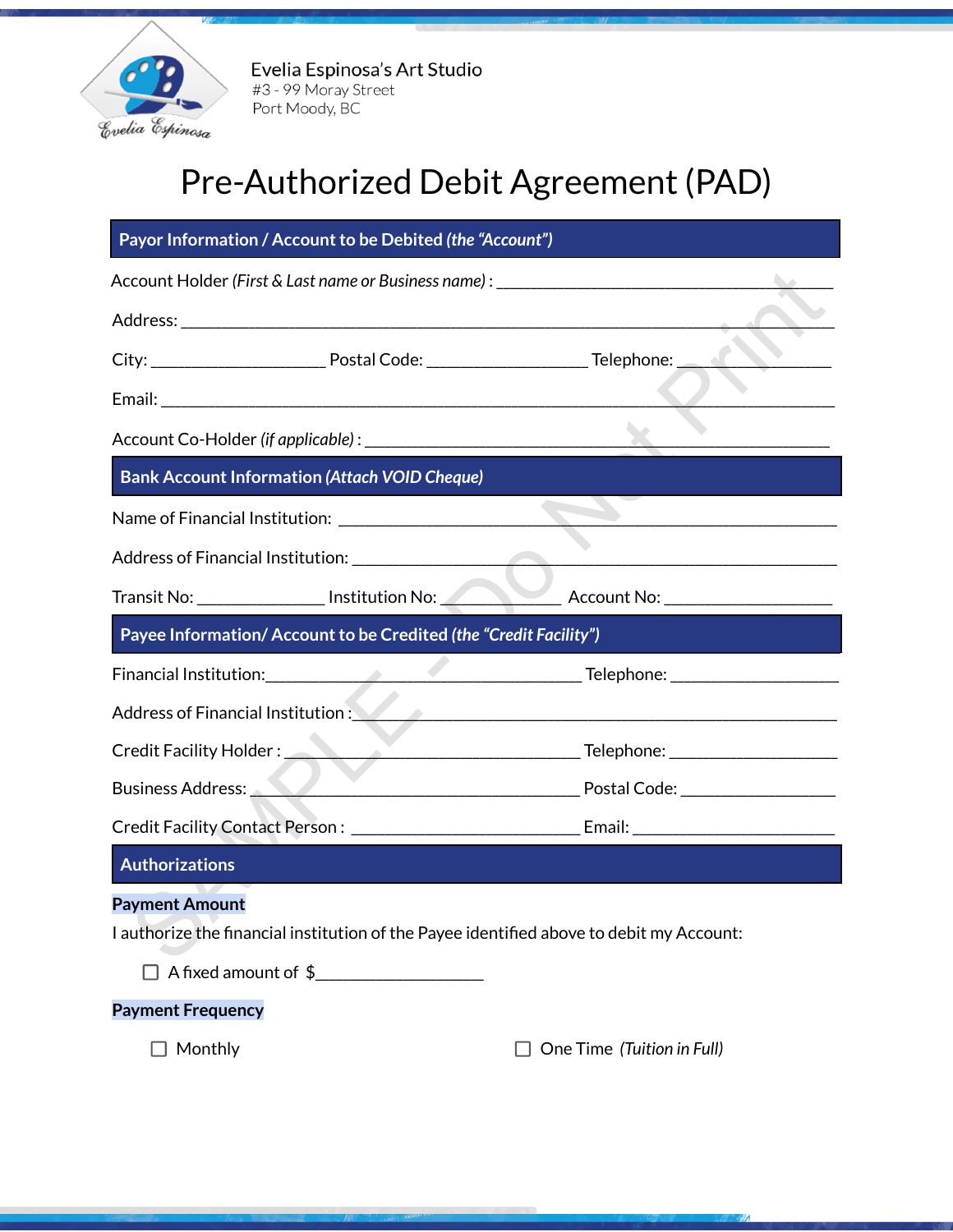Evelia Espinosa's Art Studio
#3 - 99 Moray Street
Port Moody, BC

# Pre-Authorized Debit Agreement (PAD)

## Payor Information / Account to be Debited *(the "Account")*

Account Holder *(First & Last name or Business name)* : ______________________________

Address: ______________________________

City: ____________ Postal Code: ____________ Telephone: ____________

Email: ______________________________

Account Co-Holder *(if applicable)* : ______________________________

## Bank Account Information *(Attach VOID Cheque)*

Name of Financial Institution: ______________________________

Address of Financial Institution: ______________________________

Transit No: ____________ Institution No: ____________ Account No: ____________

## Payee Information/ Account to be Credited *(the "Credit Facility")*

Financial Institution:______________________________ Telephone: ____________

Address of Financial Institution :______________________________

Credit Facility Holder : ______________________________ Telephone: ____________

Business Address: ______________________________ Postal Code: ____________

Credit Facility Contact Person : ______________________________ Email: ____________

## Authorizations

**Payment Amount**

I authorize the financial institution of the Payee identified above to debit my Account:

☐ A fixed amount of $____________

**Payment Frequency**

☐ Monthly ☐ One Time *(Tuition in Full)*

SAMPLE - Do Not Print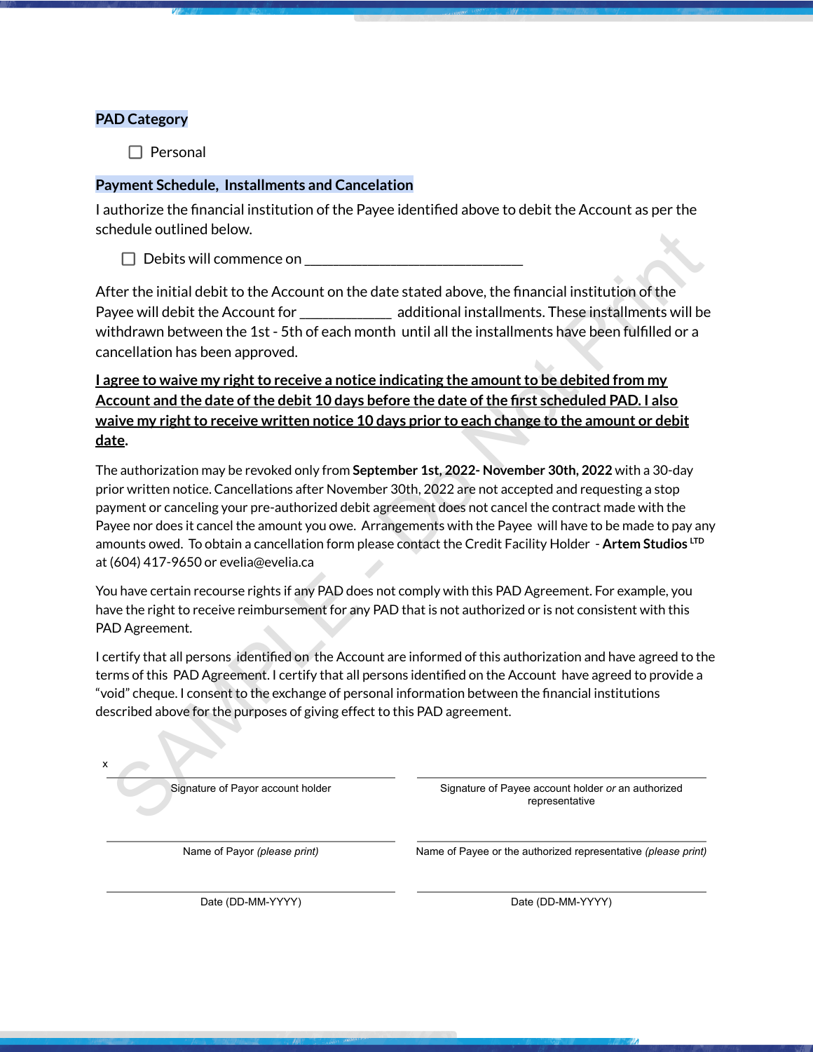## PAD Category

☐ Personal

## Payment Schedule, Installments and Cancelation

I authorize the financial institution of the Payee identified above to debit the Account as per the schedule outlined below.

☐ Debits will commence on ______________________________

After the initial debit to the Account on the date stated above, the financial institution of the Payee will debit the Account for ____________ additional installments. These installments will be withdrawn between the 1st - 5th of each month until all the installments have been fulfilled or a cancellation has been approved.

**I agree to waive my right to receive a notice indicating the amount to be debited from my Account and the date of the debit 10 days before the date of the first scheduled PAD. I also waive my right to receive written notice 10 days prior to each change to the amount or debit date.**

The authorization may be revoked only from **September 1st, 2022- November 30th, 2022** with a 30-day prior written notice. Cancellations after November 30th, 2022 are not accepted and requesting a stop payment or canceling your pre-authorized debit agreement does not cancel the contract made with the Payee nor does it cancel the amount you owe. Arrangements with the Payee will have to be made to pay any amounts owed. To obtain a cancellation form please contact the Credit Facility Holder - **Artem Studios** LTD at (604) 417-9650 or evelia@evelia.ca

You have certain recourse rights if any PAD does not comply with this PAD Agreement. For example, you have the right to receive reimbursement for any PAD that is not authorized or is not consistent with this PAD Agreement.

I certify that all persons identified on the Account are informed of this authorization and have agreed to the terms of this PAD Agreement. I certify that all persons identified on the Account have agreed to provide a “void” cheque. I consent to the exchange of personal information between the financial institutions described above for the purposes of giving effect to this PAD agreement.

| | |
|---|---|
| x ______________________________ | ______________________________ |
| Signature of Payor account holder | Signature of Payee account holder *or* an authorized representative |
| ______________________________ | ______________________________ |
| Name of Payor *(please print)* | Name of Payee or the authorized representative *(please print)* |
| ______________________________ | ______________________________ |
| Date (DD-MM-YYYY) | Date (DD-MM-YYYY) |

SAMPLE - Do Not Print